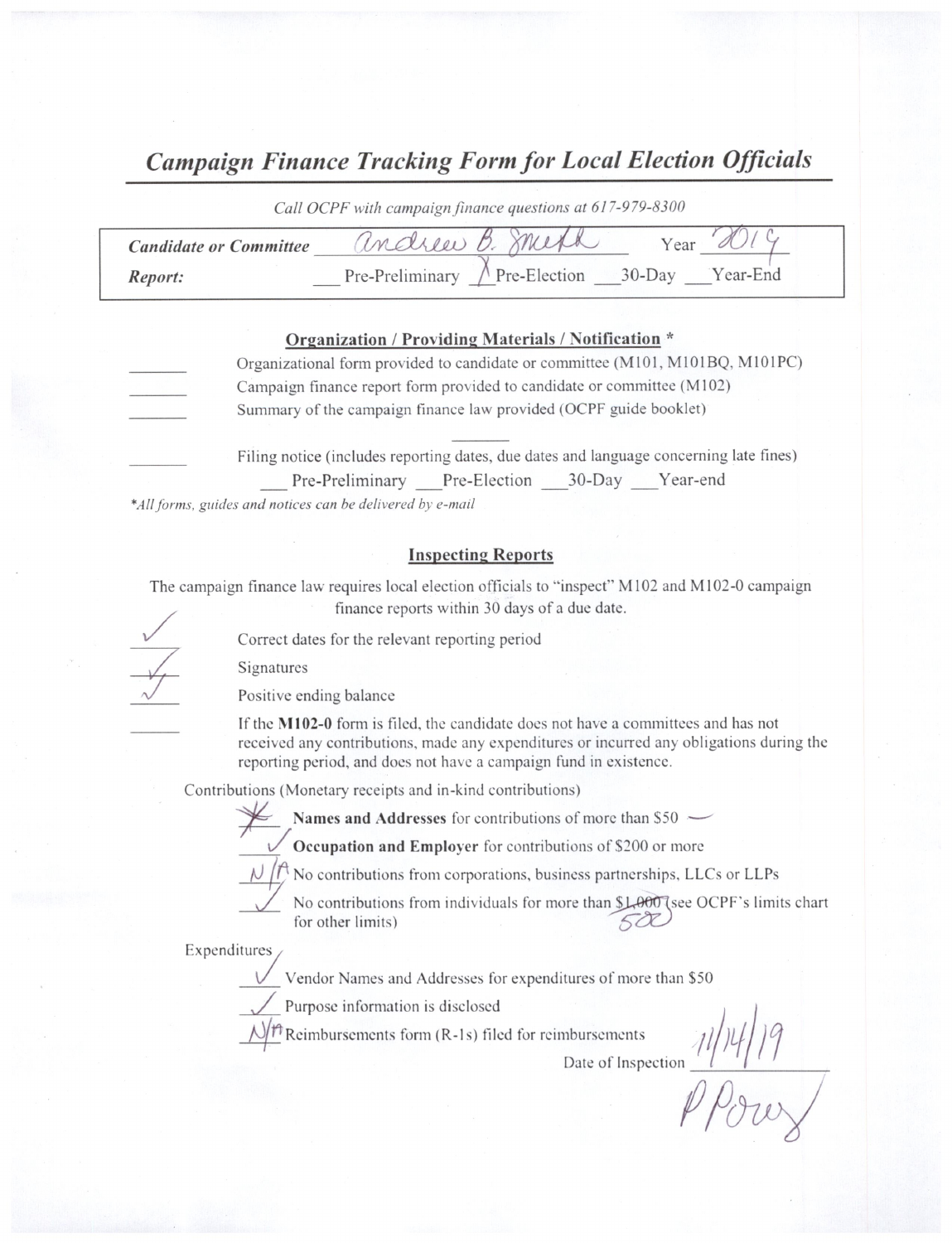# *Campaign Finance Tracking Form for Local Election Officials*

*Call OCPF with campaign finance questions at 617-979-8300*

**Candidate or Committee** Andrew B. Smith Year 2019

**Report:** ___ Pre-Preliminary _X_ Pre-Election ___ 30-Day ___ Year-End

### Organization / Providing Materials / Notification *

_____ Organizational form provided to candidate or committee (M101, M101BQ, M101PC)

_____ Campaign finance report form provided to candidate or committee (M102)

_____ Summary of the campaign finance law provided (OCPF guide booklet)

_____ Filing notice (includes reporting dates, due dates and language concerning late fines)
___ Pre-Preliminary ___ Pre-Election ___ 30-Day ___ Year-end

*\*All forms, guides and notices can be delivered by e-mail*

### Inspecting Reports

The campaign finance law requires local election officials to "inspect" M102 and M102-0 campaign finance reports within 30 days of a due date.

_✓_ Correct dates for the relevant reporting period

_✓_ Signatures

_✓_ Positive ending balance

_____ If the **M102-0** form is filed, the candidate does not have a committees and has not received any contributions, made any expenditures or incurred any obligations during the reporting period, and does not have a campaign fund in existence.

Contributions (Monetary receipts and in-kind contributions)

_*_ **Names and Addresses** for contributions of more than $50

_✓_ **Occupation and Employer** for contributions of $200 or more

_N/A_ No contributions from corporations, business partnerships, LLCs or LLPs

_✓_ No contributions from individuals for more than ~~$1,000~~ 500 (see OCPF's limits chart for other limits)

Expenditures

_✓_ Vendor Names and Addresses for expenditures of more than $50

_✓_ Purpose information is disclosed

_N/A_ Reimbursements form (R-1s) filed for reimbursements

Date of Inspection 11/14/19

P Powers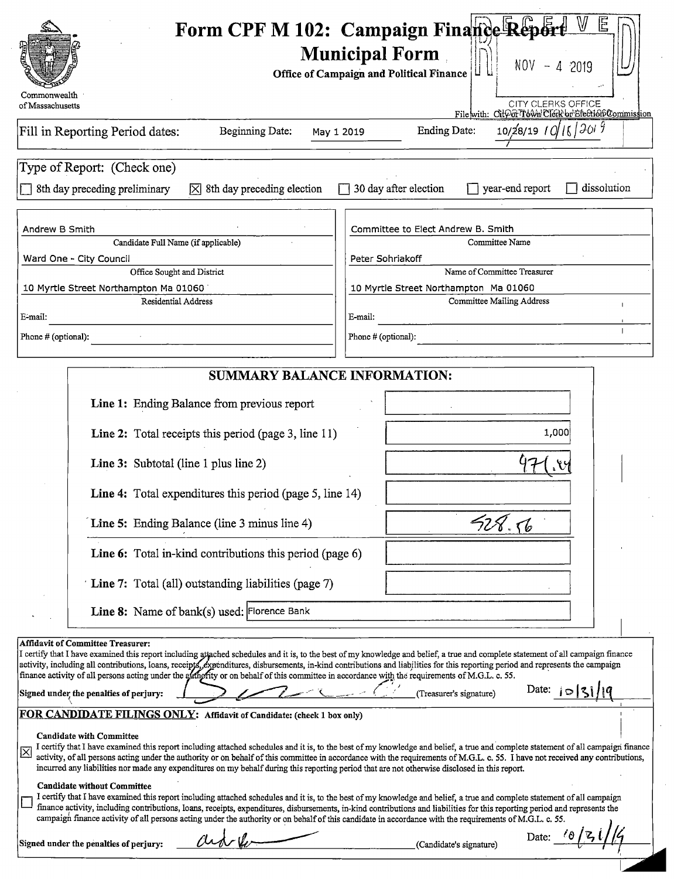# Form CPF M 102: Campaign Finance Report Municipal Form

**Office of Campaign and Political Finance**

Commonwealth of Massachusetts

RECEIVED NOV - 4 2019 CITY CLERKS OFFICE

File with: City or Town Clerk or Election Commission

Fill in Reporting Period dates: Beginning Date: May 1 2019 Ending Date: 10/28/19 10/18/2019

Type of Report: (Check one)

- [ ] 8th day preceding preliminary
- [x] 8th day preceding election
- [ ] 30 day after election
- [ ] year-end report
- [ ] dissolution

| | |
|---|---|
| Andrew B Smith | Committee to Elect Andrew B. Smith |
| Candidate Full Name (if applicable) | Committee Name |
| Ward One - City Council | Peter Sohriakoff |
| Office Sought and District | Name of Committee Treasurer |
| 10 Myrtle Street Northampton Ma 01060 | 10 Myrtle Street Northampton Ma 01060 |
| Residential Address | Committee Mailing Address |
| E-mail: | E-mail: |
| Phone # (optional): | Phone # (optional): |

## SUMMARY BALANCE INFORMATION:

| | |
|---|---|
| **Line 1:** Ending Balance from previous report | |
| **Line 2:** Total receipts this period (page 3, line 11) | 1,000 |
| **Line 3:** Subtotal (line 1 plus line 2) | 971.84 |
| **Line 4:** Total expenditures this period (page 5, line 14) | |
| **Line 5:** Ending Balance (line 3 minus line 4) | 528.56 |
| **Line 6:** Total in-kind contributions this period (page 6) | |
| **Line 7:** Total (all) outstanding liabilities (page 7) | |
| **Line 8:** Name of bank(s) used: | Florence Bank |

**Affidavit of Committee Treasurer:**
I certify that I have examined this report including attached schedules and it is, to the best of my knowledge and belief, a true and complete statement of all campaign finance activity, including all contributions, loans, receipts, expenditures, disbursements, in-kind contributions and liabilities for this reporting period and represents the campaign finance activity of all persons acting under the authority or on behalf of this committee in accordance with the requirements of M.G.L. c. 55.

**Signed under the penalties of perjury:** [signature] (Treasurer's signature) Date: 10/31/19

**FOR CANDIDATE FILINGS ONLY: Affidavit of Candidate: (check 1 box only)**

[x] **Candidate with Committee**
I certify that I have examined this report including attached schedules and it is, to the best of my knowledge and belief, a true and complete statement of all campaign finance activity, of all persons acting under the authority or on behalf of this committee in accordance with the requirements of M.G.L. c. 55. I have not received any contributions, incurred any liabilities nor made any expenditures on my behalf during this reporting period that are not otherwise disclosed in this report.

[ ] **Candidate without Committee**
I certify that I have examined this report including attached schedules and it is, to the best of my knowledge and belief, a true and complete statement of all campaign finance activity, including contributions, loans, receipts, expenditures, disbursements, in-kind contributions and liabilities for this reporting period and represents the campaign finance activity of all persons acting under the authority or on behalf of this candidate in accordance with the requirements of M.G.L. c. 55.

**Signed under the penalties of perjury:** [signature] (Candidate's signature) Date: 10/31/19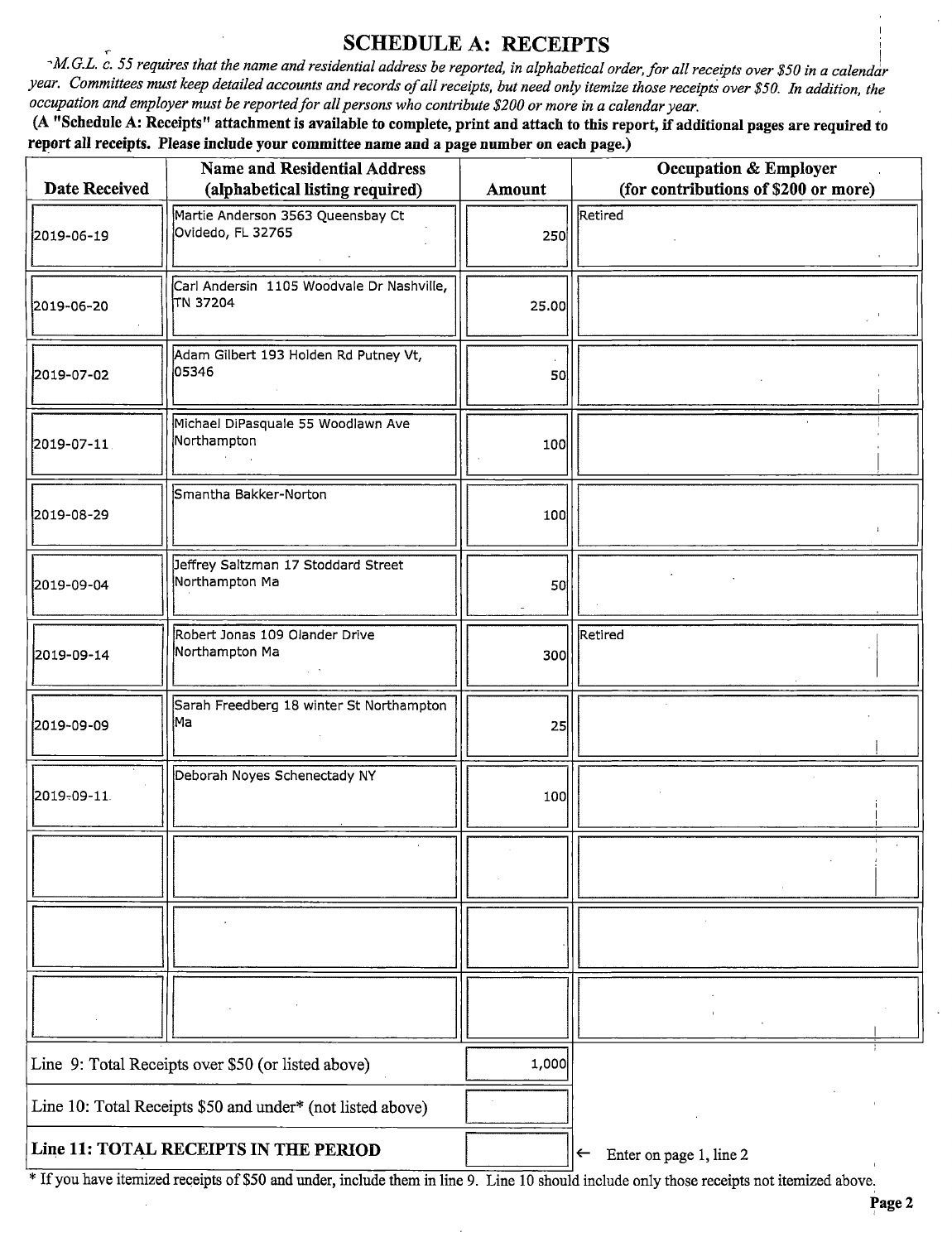# SCHEDULE A: RECEIPTS

*M.G.L. c. 55 requires that the name and residential address be reported, in alphabetical order, for all receipts over $50 in a calendar year. Committees must keep detailed accounts and records of all receipts, but need only itemize those receipts over $50. In addition, the occupation and employer must be reported for all persons who contribute $200 or more in a calendar year.*

**(A "Schedule A: Receipts" attachment is available to complete, print and attach to this report, if additional pages are required to report all receipts. Please include your committee name and a page number on each page.)**

| Date Received | Name and Residential Address (alphabetical listing required) | Amount | Occupation & Employer (for contributions of $200 or more) |
|---|---|---|---|
| 2019-06-19 | Martie Anderson 3563 Queensbay Ct Ovidedo, FL 32765 | 250 | Retired |
| 2019-06-20 | Carl Andersin 1105 Woodvale Dr Nashville, TN 37204 | 25.00 | |
| 2019-07-02 | Adam Gilbert 193 Holden Rd Putney Vt, 05346 | 50 | |
| 2019-07-11 | Michael DiPasquale 55 Woodlawn Ave Northampton | 100 | |
| 2019-08-29 | Smantha Bakker-Norton | 100 | |
| 2019-09-04 | Jeffrey Saltzman 17 Stoddard Street Northampton Ma | 50 | |
| 2019-09-14 | Robert Jonas 109 Olander Drive Northampton Ma | 300 | Retired |
| 2019-09-09 | Sarah Freedberg 18 winter St Northampton Ma | 25 | |
| 2019-09-11 | Deborah Noyes Schenectady NY | 100 | |
| | | | |
| | | | |
| | | | |

| | |
|---|---|
| Line 9: Total Receipts over $50 (or listed above) | 1,000 |
| Line 10: Total Receipts $50 and under* (not listed above) | |
| **Line 11: TOTAL RECEIPTS IN THE PERIOD** | ← Enter on page 1, line 2 |

* If you have itemized receipts of $50 and under, include them in line 9. Line 10 should include only those receipts not itemized above.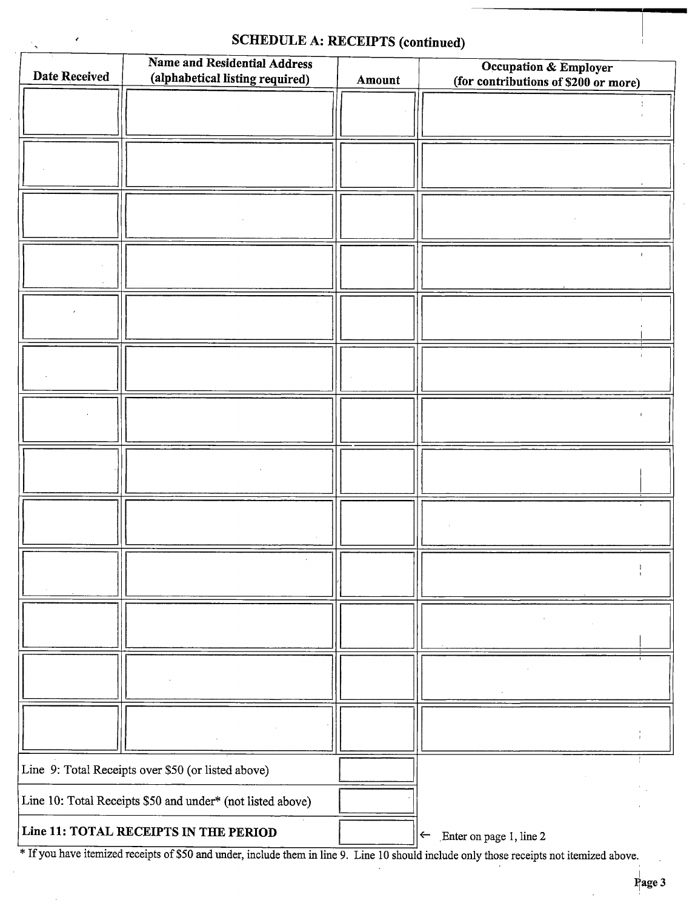## SCHEDULE A: RECEIPTS (continued)

| Date Received | Name and Residential Address (alphabetical listing required) | Amount | Occupation & Employer (for contributions of $200 or more) |
|---|---|---|---|
| | | | |
| | | | |
| | | | |
| | | | |
| | | | |
| | | | |
| | | | |
| | | | |
| | | | |
| | | | |
| | | | |
| | | | |
| | | | |

| | | |
|---|---|---|
| Line 9: Total Receipts over $50 (or listed above) | | |
| Line 10: Total Receipts $50 and under* (not listed above) | | |
| **Line 11: TOTAL RECEIPTS IN THE PERIOD** | | ← Enter on page 1, line 2 |

* If you have itemized receipts of $50 and under, include them in line 9. Line 10 should include only those receipts not itemized above.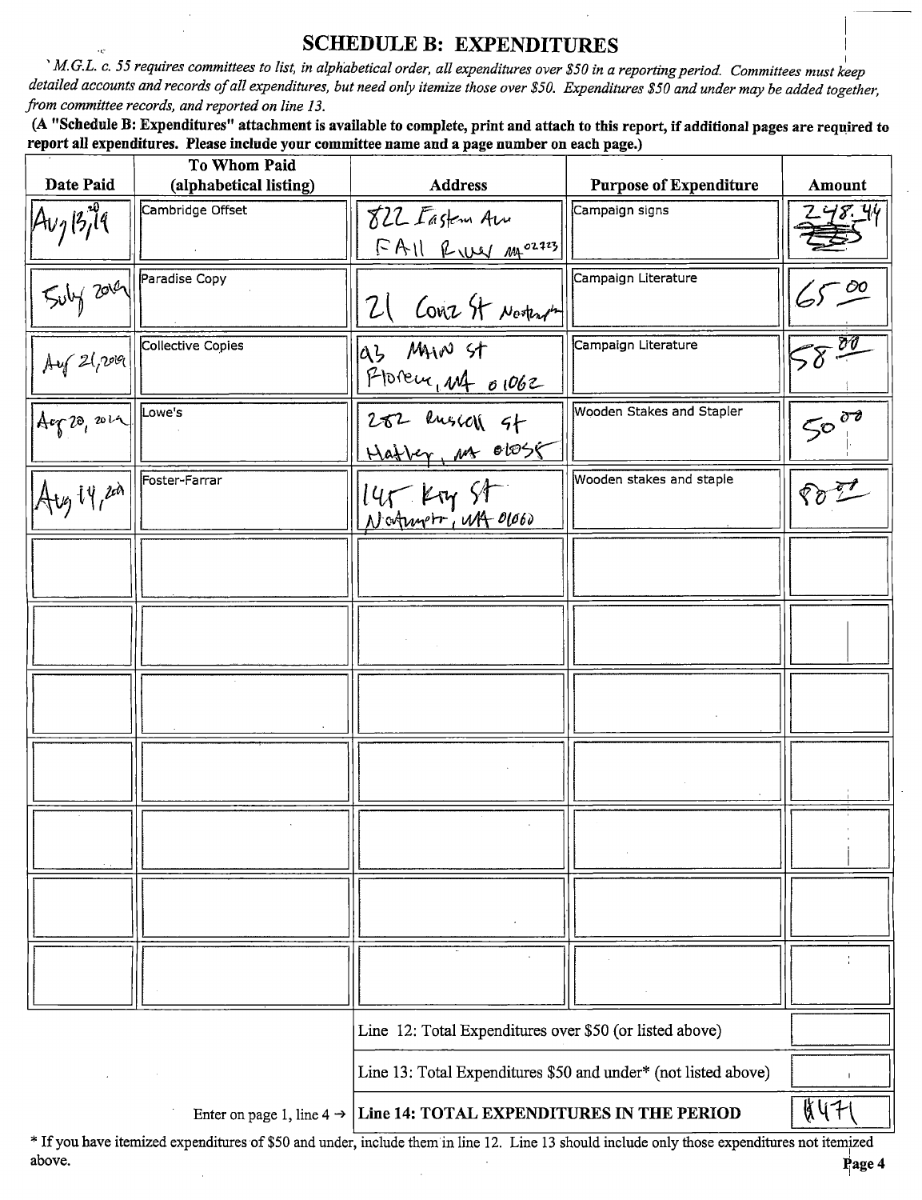## SCHEDULE B: EXPENDITURES

*M.G.L. c. 55 requires committees to list, in alphabetical order, all expenditures over $50 in a reporting period. Committees must keep detailed accounts and records of all expenditures, but need only itemize those over $50. Expenditures $50 and under may be added together, from committee records, and reported on line 13.*

**(A "Schedule B: Expenditures" attachment is available to complete, print and attach to this report, if additional pages are required to report all expenditures. Please include your committee name and a page number on each page.)**

| Date Paid | To Whom Paid (alphabetical listing) | Address | Purpose of Expenditure | Amount |
|---|---|---|---|---|
| Aug 13, 19 | Cambridge Offset | 822 Eastern Ave FALL River MA 02723 | Campaign signs | 248.44 |
| July 2019 | Paradise Copy | 21 Conz St Northampton | Campaign Literature | 65.00 |
| Aug 21, 2019 | Collective Copies | 93 MAIN St Florence, MA 01062 | Campaign Literature | 58.00 |
| Aug 20, 2019 | Lowe's | 282 Russell St Hadley, MA 01035 | Wooden Stakes and Stapler | 50.00 |
| Aug 14, 2019 | Foster-Farrar | 145 King St Northampton, MA 01060 | Wooden stakes and staple | 80.27 |
| | | | | |
| | | | | |
| | | | | |
| | | | | |
| | | | | |
| | | | | |
| | | | | |

| | | |
|---|---|---|
| | Line 12: Total Expenditures over $50 (or listed above) | |
| | Line 13: Total Expenditures $50 and under* (not listed above) | |
| Enter on page 1, line 4 → | **Line 14: TOTAL EXPENDITURES IN THE PERIOD** | 8471 |

\* If you have itemized expenditures of $50 and under, include them in line 12. Line 13 should include only those expenditures not itemized above.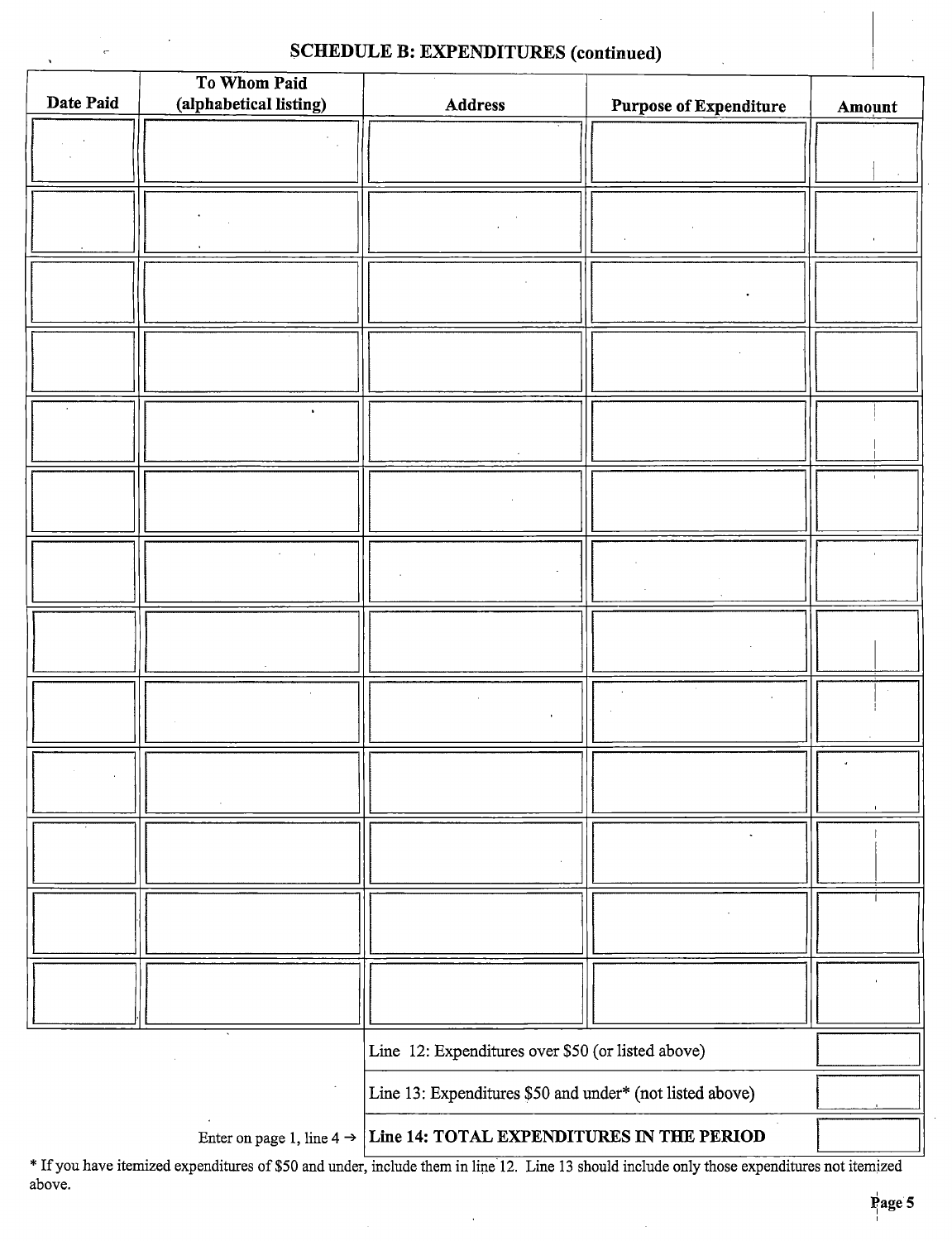## SCHEDULE B: EXPENDITURES (continued)

| Date Paid | To Whom Paid (alphabetical listing) | Address | Purpose of Expenditure | Amount |
|---|---|---|---|---|
| | | | | |
| | | | | |
| | | | | |
| | | | | |
| | | | | |
| | | | | |
| | | | | |
| | | | | |
| | | | | |
| | | | | |
| | | | | |
| | | | | |
| | | | | |

| | |
|---|---|
| Line 12: Expenditures over $50 (or listed above) | |
| Line 13: Expenditures $50 and under* (not listed above) | |
| Enter on page 1, line 4 → **Line 14: TOTAL EXPENDITURES IN THE PERIOD** | |

* If you have itemized expenditures of $50 and under, include them in line 12. Line 13 should include only those expenditures not itemized above.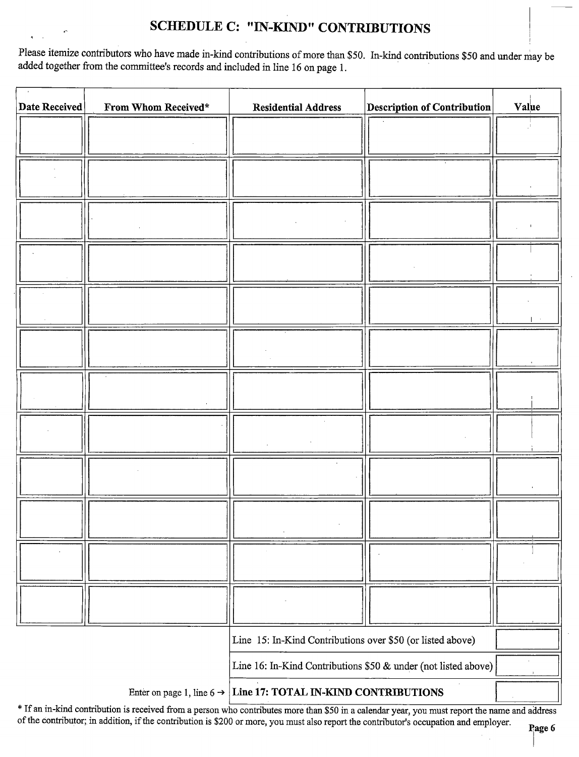# SCHEDULE C: "IN-KIND" CONTRIBUTIONS

Please itemize contributors who have made in-kind contributions of more than $50. In-kind contributions $50 and under may be added together from the committee's records and included in line 16 on page 1.

| Date Received | From Whom Received* | Residential Address | Description of Contribution | Value |
|---|---|---|---|---|
| | | | | |
| | | | | |
| | | | | |
| | | | | |
| | | | | |
| | | | | |
| | | | | |
| | | | | |
| | | | | |
| | | | | |
| | | | | |
| | | | | |

| | |
|---|---|
| Line 15: In-Kind Contributions over $50 (or listed above) | |
| Line 16: In-Kind Contributions $50 & under (not listed above) | |
| Enter on page 1, line 6 → **Line 17: TOTAL IN-KIND CONTRIBUTIONS** | |

* If an in-kind contribution is received from a person who contributes more than $50 in a calendar year, you must report the name and address of the contributor; in addition, if the contribution is $200 or more, you must also report the contributor's occupation and employer.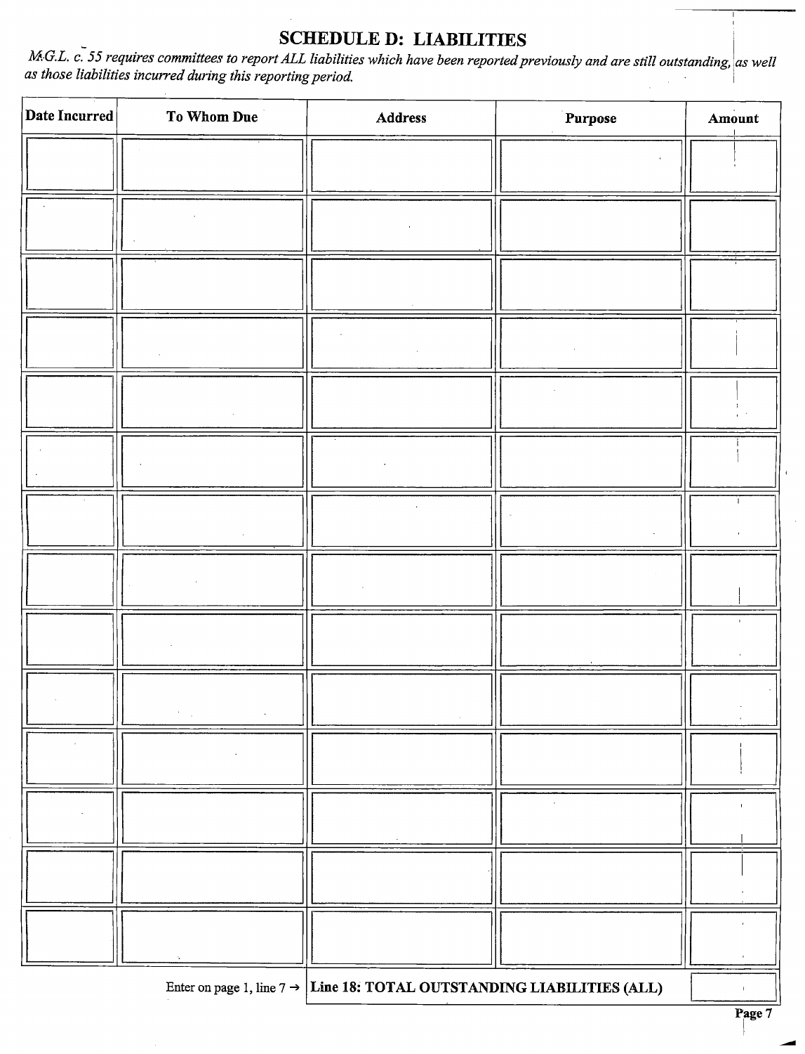## SCHEDULE D: LIABILITIES

*M.G.L. c. 55 requires committees to report ALL liabilities which have been reported previously and are still outstanding, as well as those liabilities incurred during this reporting period.*

| Date Incurred | To Whom Due | Address | Purpose | Amount |
|---|---|---|---|---|
| | | | | |
| | | | | |
| | | | | |
| | | | | |
| | | | | |
| | | | | |
| | | | | |
| | | | | |
| | | | | |
| | | | | |
| | | | | |
| | | | | |
| | | | | |
| | | | | |

Enter on page 1, line 7 → **Line 18: TOTAL OUTSTANDING LIABILITIES (ALL)**